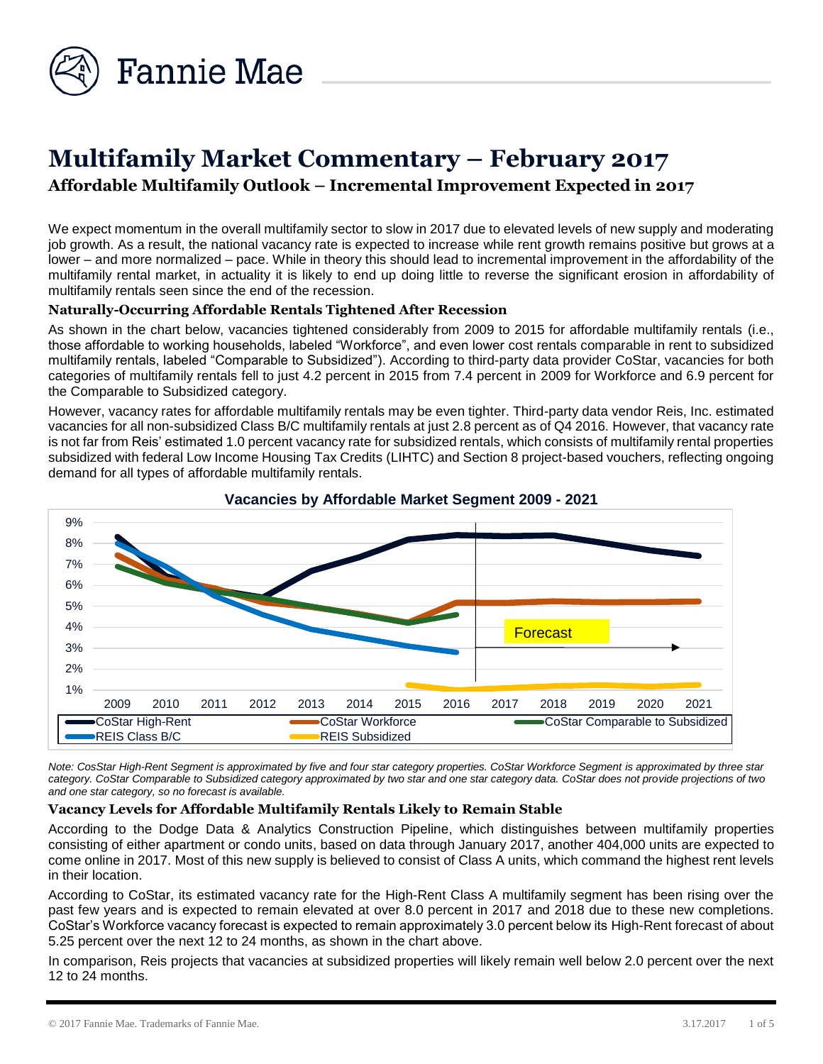# Multifamily Market Commentary – February 2017

## Affordable Multifamily Outlook – Incremental Improvement Expected in 2017

We expect momentum in the overall multifamily sector to slow in 2017 due to elevated levels of new supply and moderating job growth. As a result, the national vacancy rate is expected to increase while rent growth remains positive but grows at a lower – and more normalized – pace. While in theory this should lead to incremental improvement in the affordability of the multifamily rental market, in actuality it is likely to end up doing little to reverse the significant erosion in affordability of multifamily rentals seen since the end of the recession.

### Naturally-Occurring Affordable Rentals Tightened After Recession

As shown in the chart below, vacancies tightened considerably from 2009 to 2015 for affordable multifamily rentals (i.e., those affordable to working households, labeled "Workforce", and even lower cost rentals comparable in rent to subsidized multifamily rentals, labeled "Comparable to Subsidized"). According to third-party data provider CoStar, vacancies for both categories of multifamily rentals fell to just 4.2 percent in 2015 from 7.4 percent in 2009 for Workforce and 6.9 percent for the Comparable to Subsidized category.

However, vacancy rates for affordable multifamily rentals may be even tighter. Third-party data vendor Reis, Inc. estimated vacancies for all non-subsidized Class B/C multifamily rentals at just 2.8 percent as of Q4 2016. However, that vacancy rate is not far from Reis' estimated 1.0 percent vacancy rate for subsidized rentals, which consists of multifamily rental properties subsidized with federal Low Income Housing Tax Credits (LIHTC) and Section 8 project-based vouchers, reflecting ongoing demand for all types of affordable multifamily rentals.

**Vacancies by Affordable Market Segment 2009 - 2021**

*Note: CosStar High-Rent Segment is approximated by five and four star category properties. CoStar Workforce Segment is approximated by three star category. CoStar Comparable to Subsidized category approximated by two star and one star category data. CoStar does not provide projections of two and one star category, so no forecast is available.*

### Vacancy Levels for Affordable Multifamily Rentals Likely to Remain Stable

According to the Dodge Data & Analytics Construction Pipeline, which distinguishes between multifamily properties consisting of either apartment or condo units, based on data through January 2017, another 404,000 units are expected to come online in 2017. Most of this new supply is believed to consist of Class A units, which command the highest rent levels in their location.

According to CoStar, its estimated vacancy rate for the High-Rent Class A multifamily segment has been rising over the past few years and is expected to remain elevated at over 8.0 percent in 2017 and 2018 due to these new completions. CoStar's Workforce vacancy forecast is expected to remain approximately 3.0 percent below its High-Rent forecast of about 5.25 percent over the next 12 to 24 months, as shown in the chart above.

In comparison, Reis projects that vacancies at subsidized properties will likely remain well below 2.0 percent over the next 12 to 24 months.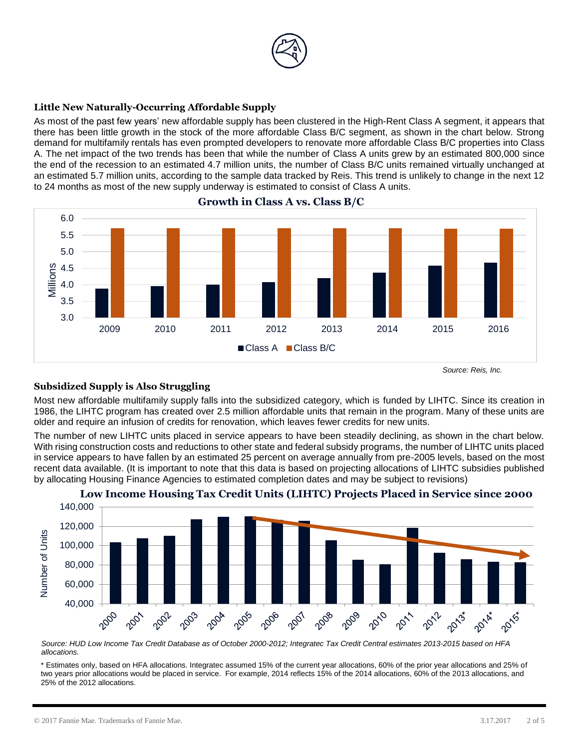### Little New Naturally-Occurring Affordable Supply

As most of the past few years' new affordable supply has been clustered in the High-Rent Class A segment, it appears that there has been little growth in the stock of the more affordable Class B/C segment, as shown in the chart below. Strong demand for multifamily rentals has even prompted developers to renovate more affordable Class B/C properties into Class A. The net impact of the two trends has been that while the number of Class A units grew by an estimated 800,000 since the end of the recession to an estimated 4.7 million units, the number of Class B/C units remained virtually unchanged at an estimated 5.7 million units, according to the sample data tracked by Reis. This trend is unlikely to change in the next 12 to 24 months as most of the new supply underway is estimated to consist of Class A units.

**Growth in Class A vs. Class B/C**

*Source: Reis, Inc.*

### Subsidized Supply is Also Struggling

Most new affordable multifamily supply falls into the subsidized category, which is funded by LIHTC. Since its creation in 1986, the LIHTC program has created over 2.5 million affordable units that remain in the program. Many of these units are older and require an infusion of credits for renovation, which leaves fewer credits for new units.

The number of new LIHTC units placed in service appears to have been steadily declining, as shown in the chart below. With rising construction costs and reductions to other state and federal subsidy programs, the number of LIHTC units placed in service appears to have fallen by an estimated 25 percent on average annually from pre-2005 levels, based on the most recent data available. (It is important to note that this data is based on projecting allocations of LIHTC subsidies published by allocating Housing Finance Agencies to estimated completion dates and may be subject to revisions)

**Low Income Housing Tax Credit Units (LIHTC) Projects Placed in Service since 2000**

*Source: HUD Low Income Tax Credit Database as of October 2000-2012; Integratec Tax Credit Central estimates 2013-2015 based on HFA allocations.*

* Estimates only, based on HFA allocations. Integratec assumed 15% of the current year allocations, 60% of the prior year allocations and 25% of two years prior allocations would be placed in service. For example, 2014 reflects 15% of the 2014 allocations, 60% of the 2013 allocations, and 25% of the 2012 allocations.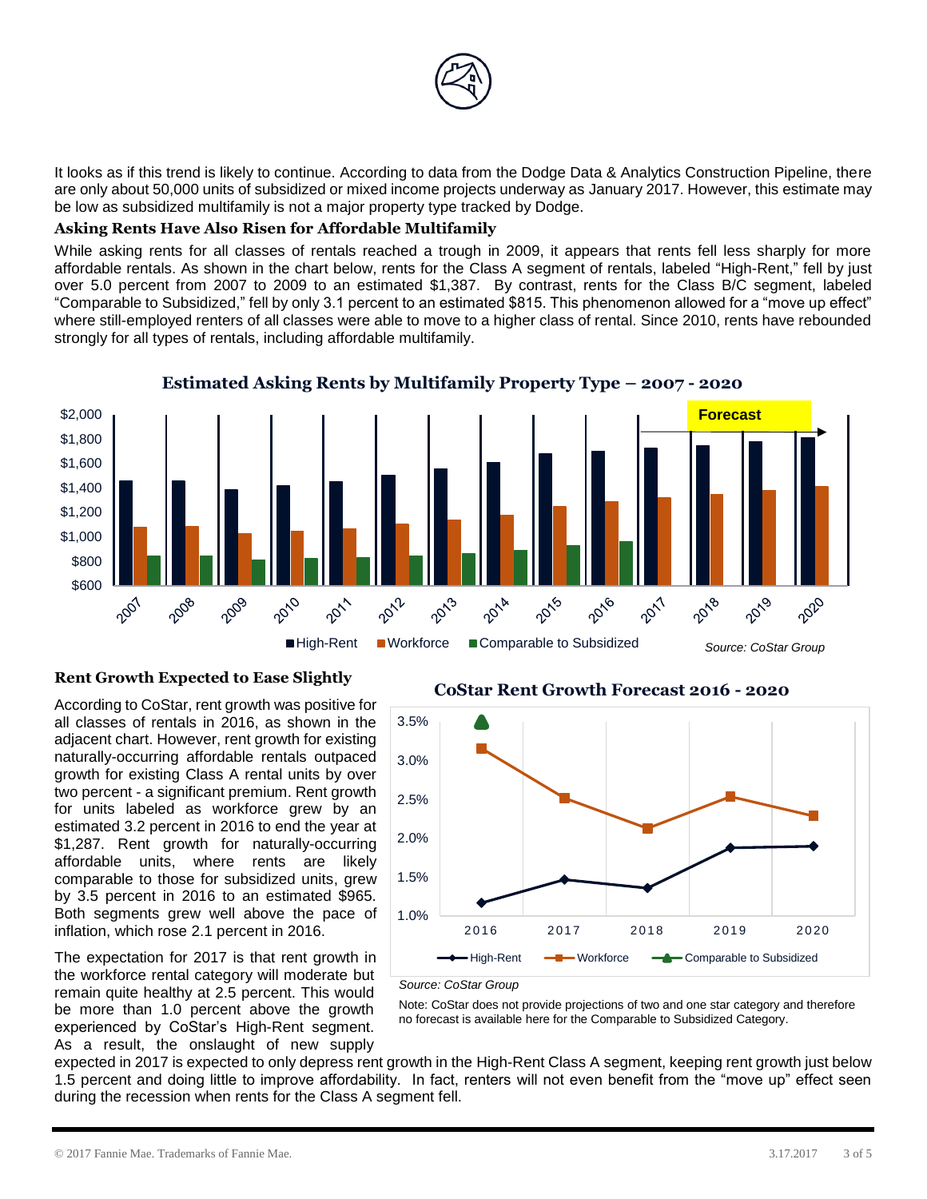It looks as if this trend is likely to continue. According to data from the Dodge Data & Analytics Construction Pipeline, there are only about 50,000 units of subsidized or mixed income projects underway as January 2017. However, this estimate may be low as subsidized multifamily is not a major property type tracked by Dodge.

### Asking Rents Have Also Risen for Affordable Multifamily

While asking rents for all classes of rentals reached a trough in 2009, it appears that rents fell less sharply for more affordable rentals. As shown in the chart below, rents for the Class A segment of rentals, labeled "High-Rent," fell by just over 5.0 percent from 2007 to 2009 to an estimated $1,387. By contrast, rents for the Class B/C segment, labeled "Comparable to Subsidized," fell by only 3.1 percent to an estimated $815. This phenomenon allowed for a "move up effect" where still-employed renters of all classes were able to move to a higher class of rental. Since 2010, rents have rebounded strongly for all types of rentals, including affordable multifamily.

**Estimated Asking Rents by Multifamily Property Type – 2007 - 2020**

Forecast: 2017–2020

High-Rent | Workforce | Comparable to Subsidized

*Source: CoStar Group*

### Rent Growth Expected to Ease Slightly

According to CoStar, rent growth was positive for all classes of rentals in 2016, as shown in the adjacent chart. However, rent growth for existing naturally-occurring affordable rentals outpaced growth for existing Class A rental units by over two percent - a significant premium. Rent growth for units labeled as workforce grew by an estimated 3.2 percent in 2016 to end the year at $1,287. Rent growth for naturally-occurring affordable units, where rents are likely comparable to those for subsidized units, grew by 3.5 percent in 2016 to an estimated $965. Both segments grew well above the pace of inflation, which rose 2.1 percent in 2016.

**CoStar Rent Growth Forecast 2016 - 2020**

High-Rent | Workforce | Comparable to Subsidized

*Source: CoStar Group*

Note: CoStar does not provide projections of two and one star category and therefore no forecast is available here for the Comparable to Subsidized Category.

The expectation for 2017 is that rent growth in the workforce rental category will moderate but remain quite healthy at 2.5 percent. This would be more than 1.0 percent above the growth experienced by CoStar's High-Rent segment. As a result, the onslaught of new supply expected in 2017 is expected to only depress rent growth in the High-Rent Class A segment, keeping rent growth just below 1.5 percent and doing little to improve affordability. In fact, renters will not even benefit from the "move up" effect seen during the recession when rents for the Class A segment fell.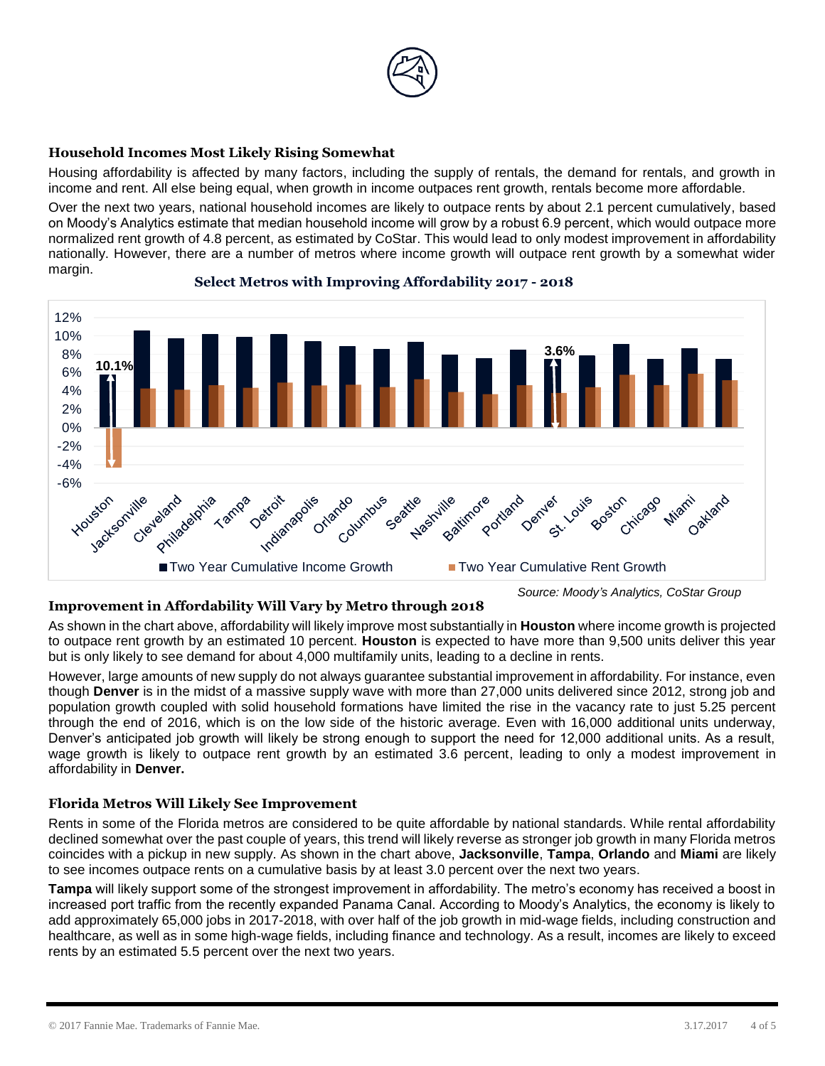### Household Incomes Most Likely Rising Somewhat

Housing affordability is affected by many factors, including the supply of rentals, the demand for rentals, and growth in income and rent. All else being equal, when growth in income outpaces rent growth, rentals become more affordable.

Over the next two years, national household incomes are likely to outpace rents by about 2.1 percent cumulatively, based on Moody's Analytics estimate that median household income will grow by a robust 6.9 percent, which would outpace more normalized rent growth of 4.8 percent, as estimated by CoStar. This would lead to only modest improvement in affordability nationally. However, there are a number of metros where income growth will outpace rent growth by a somewhat wider margin.

**Select Metros with Improving Affordability 2017 - 2018**

*Source: Moody's Analytics, CoStar Group*

### Improvement in Affordability Will Vary by Metro through 2018

As shown in the chart above, affordability will likely improve most substantially in **Houston** where income growth is projected to outpace rent growth by an estimated 10 percent. **Houston** is expected to have more than 9,500 units deliver this year but is only likely to see demand for about 4,000 multifamily units, leading to a decline in rents.

However, large amounts of new supply do not always guarantee substantial improvement in affordability. For instance, even though **Denver** is in the midst of a massive supply wave with more than 27,000 units delivered since 2012, strong job and population growth coupled with solid household formations have limited the rise in the vacancy rate to just 5.25 percent through the end of 2016, which is on the low side of the historic average. Even with 16,000 additional units underway, Denver's anticipated job growth will likely be strong enough to support the need for 12,000 additional units. As a result, wage growth is likely to outpace rent growth by an estimated 3.6 percent, leading to only a modest improvement in affordability in **Denver.**

### Florida Metros Will Likely See Improvement

Rents in some of the Florida metros are considered to be quite affordable by national standards. While rental affordability declined somewhat over the past couple of years, this trend will likely reverse as stronger job growth in many Florida metros coincides with a pickup in new supply. As shown in the chart above, **Jacksonville**, **Tampa**, **Orlando** and **Miami** are likely to see incomes outpace rents on a cumulative basis by at least 3.0 percent over the next two years.

**Tampa** will likely support some of the strongest improvement in affordability. The metro's economy has received a boost in increased port traffic from the recently expanded Panama Canal. According to Moody's Analytics, the economy is likely to add approximately 65,000 jobs in 2017-2018, with over half of the job growth in mid-wage fields, including construction and healthcare, as well as in some high-wage fields, including finance and technology. As a result, incomes are likely to exceed rents by an estimated 5.5 percent over the next two years.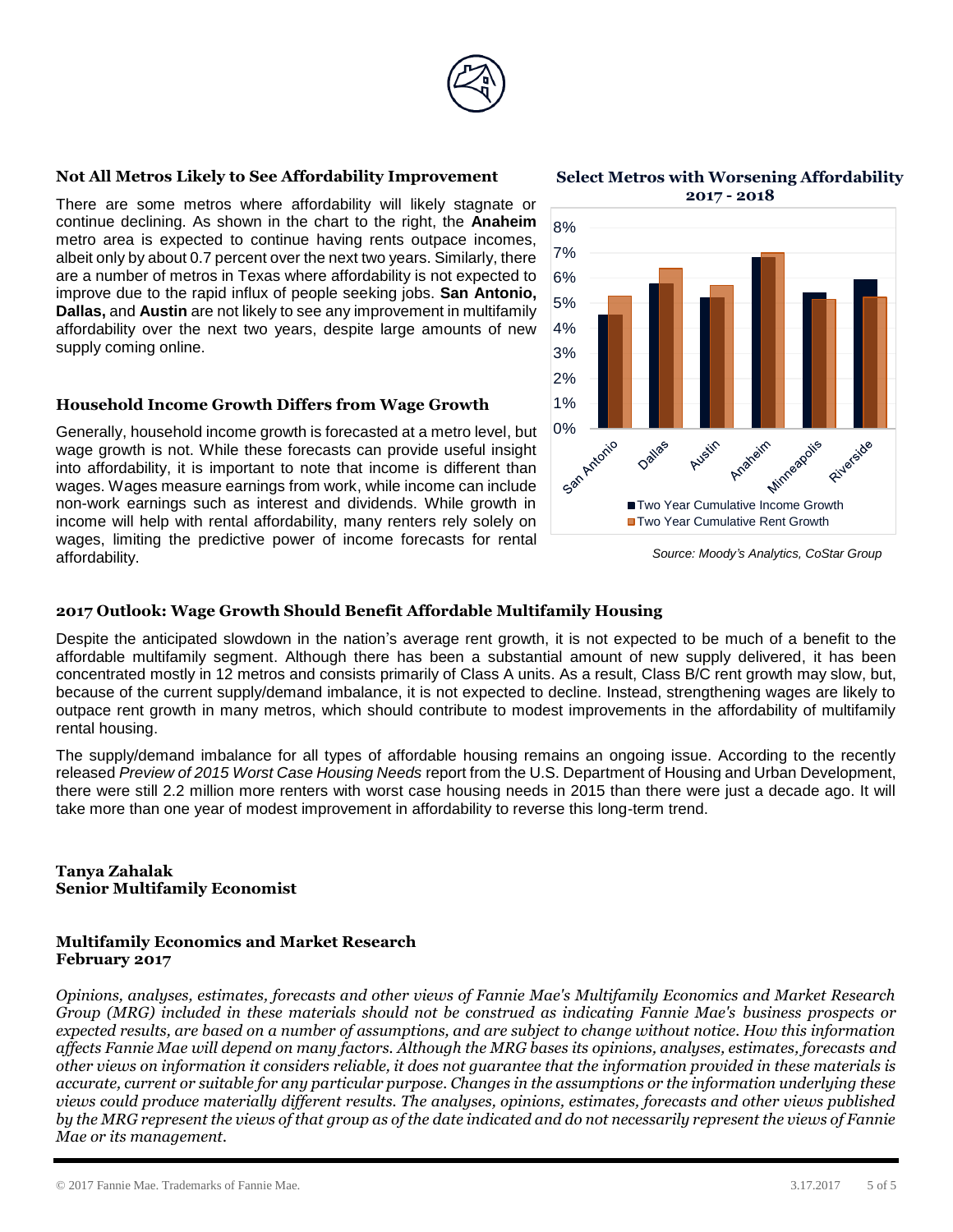### Not All Metros Likely to See Affordability Improvement

There are some metros where affordability will likely stagnate or continue declining. As shown in the chart to the right, the **Anaheim** metro area is expected to continue having rents outpace incomes, albeit only by about 0.7 percent over the next two years. Similarly, there are a number of metros in Texas where affordability is not expected to improve due to the rapid influx of people seeking jobs. **San Antonio, Dallas,** and **Austin** are not likely to see any improvement in multifamily affordability over the next two years, despite large amounts of new supply coming online.

**Select Metros with Worsening Affordability 2017 - 2018**

8%
7%
6%
5%
4%
3%
2%
1%
0%

San Antonio
Dallas
Austin
Anaheim
Minneapolis
Riverside

Two Year Cumulative Income Growth
Two Year Cumulative Rent Growth

*Source: Moody's Analytics, CoStar Group*

### Household Income Growth Differs from Wage Growth

Generally, household income growth is forecasted at a metro level, but wage growth is not. While these forecasts can provide useful insight into affordability, it is important to note that income is different than wages. Wages measure earnings from work, while income can include non-work earnings such as interest and dividends. While growth in income will help with rental affordability, many renters rely solely on wages, limiting the predictive power of income forecasts for rental affordability.

### 2017 Outlook: Wage Growth Should Benefit Affordable Multifamily Housing

Despite the anticipated slowdown in the nation's average rent growth, it is not expected to be much of a benefit to the affordable multifamily segment. Although there has been a substantial amount of new supply delivered, it has been concentrated mostly in 12 metros and consists primarily of Class A units. As a result, Class B/C rent growth may slow, but, because of the current supply/demand imbalance, it is not expected to decline. Instead, strengthening wages are likely to outpace rent growth in many metros, which should contribute to modest improvements in the affordability of multifamily rental housing.

The supply/demand imbalance for all types of affordable housing remains an ongoing issue. According to the recently released *Preview of 2015 Worst Case Housing Needs* report from the U.S. Department of Housing and Urban Development, there were still 2.2 million more renters with worst case housing needs in 2015 than there were just a decade ago. It will take more than one year of modest improvement in affordability to reverse this long-term trend.

**Tanya Zahalak**
**Senior Multifamily Economist**

**Multifamily Economics and Market Research**
**February 2017**

*Opinions, analyses, estimates, forecasts and other views of Fannie Mae's Multifamily Economics and Market Research Group (MRG) included in these materials should not be construed as indicating Fannie Mae's business prospects or expected results, are based on a number of assumptions, and are subject to change without notice. How this information affects Fannie Mae will depend on many factors. Although the MRG bases its opinions, analyses, estimates, forecasts and other views on information it considers reliable, it does not guarantee that the information provided in these materials is accurate, current or suitable for any particular purpose. Changes in the assumptions or the information underlying these views could produce materially different results. The analyses, opinions, estimates, forecasts and other views published by the MRG represent the views of that group as of the date indicated and do not necessarily represent the views of Fannie Mae or its management.*

© 2017 Fannie Mae. Trademarks of Fannie Mae.